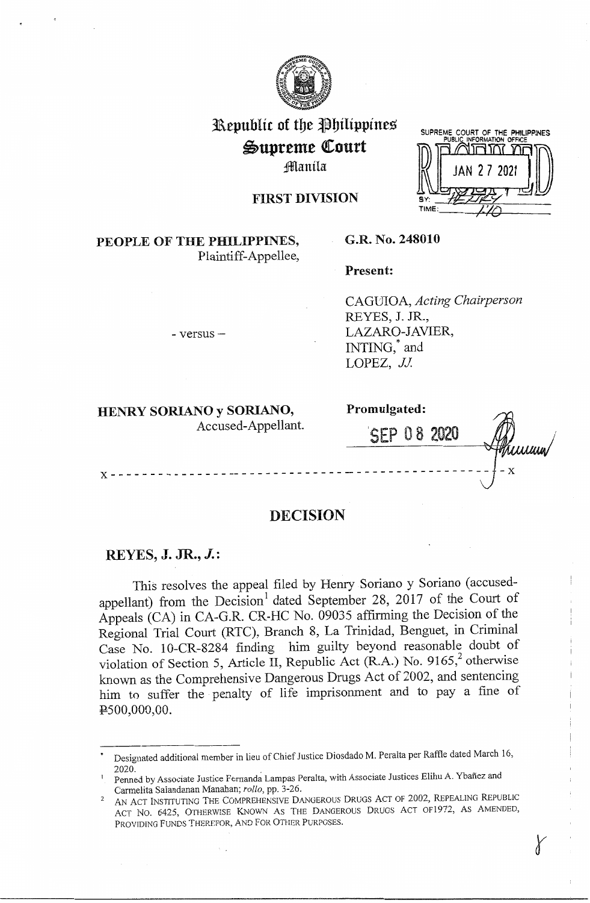# Republic of the Philippines
# Supreme Court
## Manila

SUPREME COURT OF THE PHILIPPINES
PUBLIC INFORMATION OFFICE
RECEIVED
JAN 27 2021
BY:
TIME: 1:10

## FIRST DIVISION

**PEOPLE OF THE PHILIPPINES,**
Plaintiff-Appellee,

- versus -

**HENRY SORIANO y SORIANO,**
Accused-Appellant.

**G.R. No. 248010**

**Present:**

CAGUIOA, *Acting Chairperson*
REYES, J. JR.,
LAZARO-JAVIER,
INTING,[*] and
LOPEZ, *JJ.*

**Promulgated:**

SEP 08 2020

x - - - - - - - - - - - - - - - - - - - - - - - - - - - - - - - - - - - - - - - - - - - - - - - - x

# DECISION

## REYES, J. JR., *J.*:

This resolves the appeal filed by Henry Soriano y Soriano (accused-appellant) from the Decision[1] dated September 28, 2017 of the Court of Appeals (CA) in CA-G.R. CR-HC No. 09035 affirming the Decision of the Regional Trial Court (RTC), Branch 8, La Trinidad, Benguet, in Criminal Case No. 10-CR-8284 finding him guilty beyond reasonable doubt of violation of Section 5, Article II, Republic Act (R.A.) No. 9165,[2] otherwise known as the Comprehensive Dangerous Drugs Act of 2002, and sentencing him to suffer the penalty of life imprisonment and to pay a fine of ₱500,000.00.

---

[*] Designated additional member in lieu of Chief Justice Diosdado M. Peralta per Raffle dated March 16, 2020.

[1] Penned by Associate Justice Fernanda Lampas Peralta, with Associate Justices Elihu A. Ybañez and Carmelita Salandanan Manahan; *rollo*, pp. 3-26.

[2] AN ACT INSTITUTING THE COMPREHENSIVE DANGEROUS DRUGS ACT OF 2002, REPEALING REPUBLIC ACT NO. 6425, OTHERWISE KNOWN AS THE DANGEROUS DRUGS ACT OF1972, AS AMENDED, PROVIDING FUNDS THEREFOR, AND FOR OTHER PURPOSES.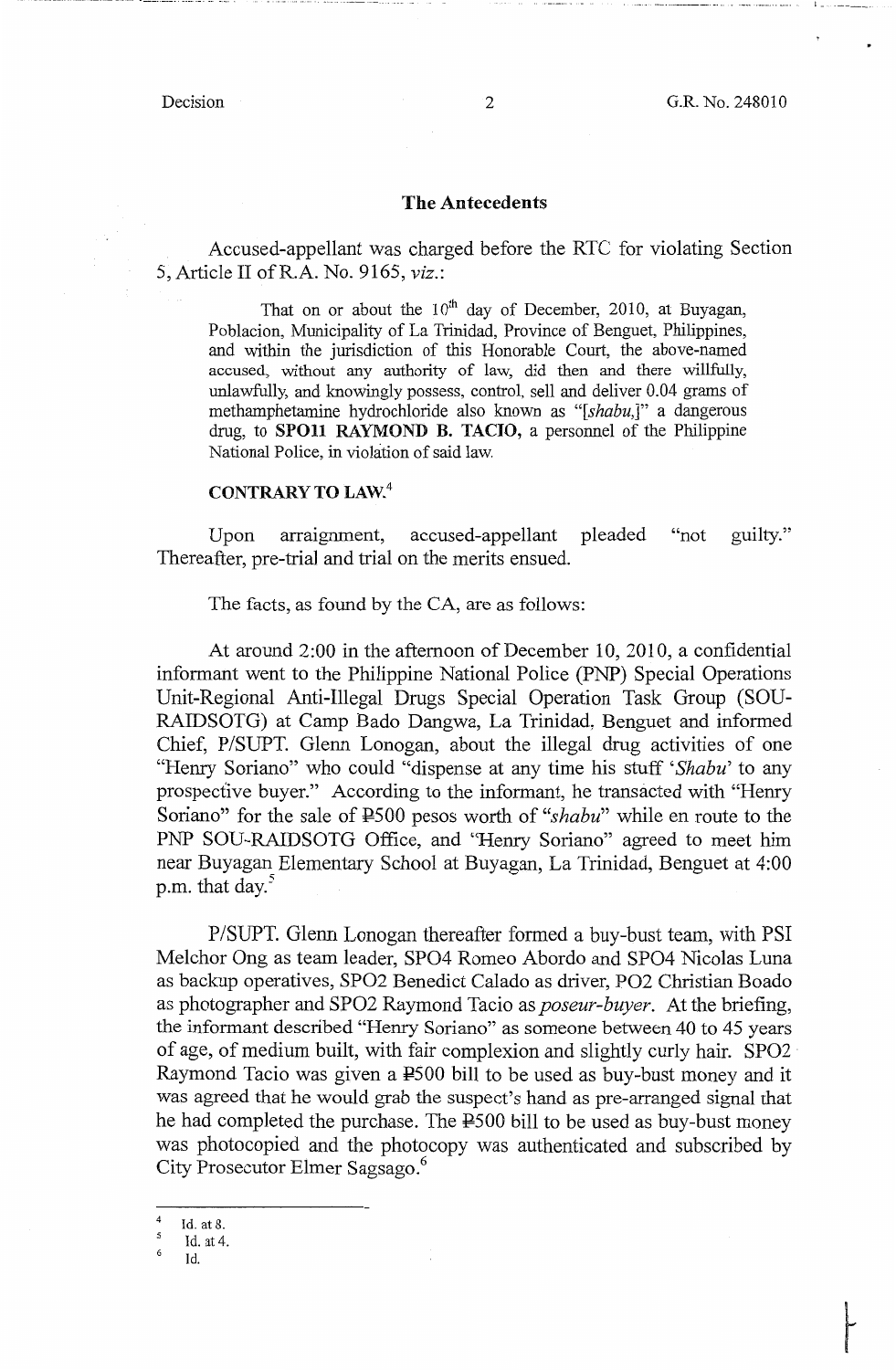## The Antecedents

Accused-appellant was charged before the RTC for violating Section 5, Article II of R.A. No. 9165, *viz.*:

> That on or about the 10th day of December, 2010, at Buyagan, Poblacion, Municipality of La Trinidad, Province of Benguet, Philippines, and within the jurisdiction of this Honorable Court, the above-named accused, without any authority of law, did then and there willfully, unlawfully, and knowingly possess, control, sell and deliver 0.04 grams of methamphetamine hydrochloride also known as "[*shabu*,]" a dangerous drug, to **SPO11 RAYMOND B. TACIO,** a personnel of the Philippine National Police, in violation of said law.
>
> **CONTRARY TO LAW.**[4]

Upon arraignment, accused-appellant pleaded "not guilty." Thereafter, pre-trial and trial on the merits ensued.

The facts, as found by the CA, are as follows:

At around 2:00 in the afternoon of December 10, 2010, a confidential informant went to the Philippine National Police (PNP) Special Operations Unit-Regional Anti-Illegal Drugs Special Operation Task Group (SOU-RAIDSOTG) at Camp Bado Dangwa, La Trinidad, Benguet and informed Chief, P/SUPT. Glenn Lonogan, about the illegal drug activities of one "Henry Soriano" who could "dispense at any time his stuff '*Shabu*' to any prospective buyer." According to the informant, he transacted with "Henry Soriano" for the sale of ₱500 pesos worth of "*shabu*" while en route to the PNP SOU-RAIDSOTG Office, and "Henry Soriano" agreed to meet him near Buyagan Elementary School at Buyagan, La Trinidad, Benguet at 4:00 p.m. that day.[5]

P/SUPT. Glenn Lonogan thereafter formed a buy-bust team, with PSI Melchor Ong as team leader, SPO4 Romeo Abordo and SPO4 Nicolas Luna as backup operatives, SPO2 Benedict Calado as driver, PO2 Christian Boado as photographer and SPO2 Raymond Tacio as *poseur-buyer*. At the briefing, the informant described "Henry Soriano" as someone between 40 to 45 years of age, of medium built, with fair complexion and slightly curly hair. SPO2 Raymond Tacio was given a ₱500 bill to be used as buy-bust money and it was agreed that he would grab the suspect's hand as pre-arranged signal that he had completed the purchase. The ₱500 bill to be used as buy-bust money was photocopied and the photocopy was authenticated and subscribed by City Prosecutor Elmer Sagsago.[6]

---

[4] Id. at 8.

[5] Id. at 4.

[6] Id.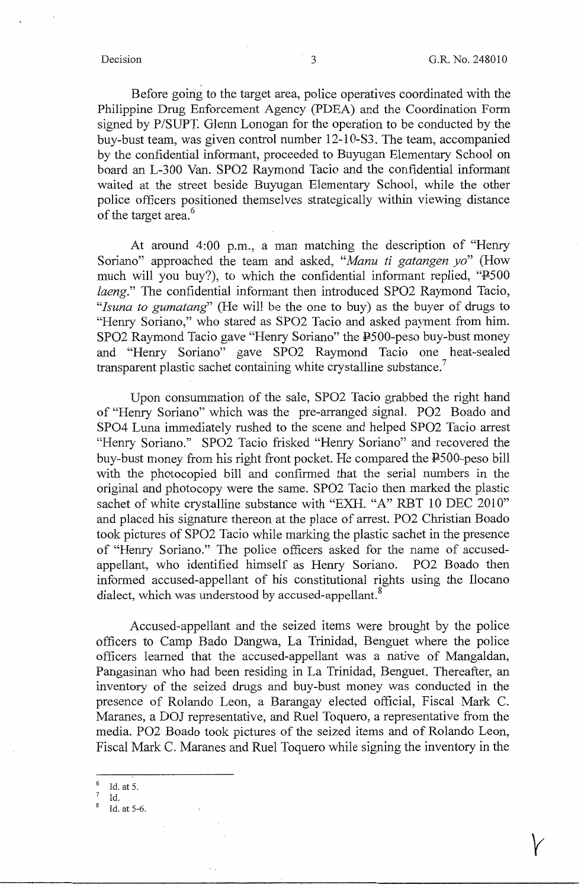Before going to the target area, police operatives coordinated with the Philippine Drug Enforcement Agency (PDEA) and the Coordination Form signed by P/SUPT. Glenn Lonogan for the operation to be conducted by the buy-bust team, was given control number 12-10-S3. The team, accompanied by the confidential informant, proceeded to Buyugan Elementary School on board an L-300 Van. SPO2 Raymond Tacio and the confidential informant waited at the street beside Buyugan Elementary School, while the other police officers positioned themselves strategically within viewing distance of the target area.[6]

At around 4:00 p.m., a man matching the description of "Henry Soriano" approached the team and asked, "*Manu ti gatangen yo*" (How much will you buy?), to which the confidential informant replied, "₱500 *laeng*." The confidential informant then introduced SPO2 Raymond Tacio, "*Isuna to gumatang*" (He will be the one to buy) as the buyer of drugs to "Henry Soriano," who stared as SPO2 Tacio and asked payment from him. SPO2 Raymond Tacio gave "Henry Soriano" the ₱500-peso buy-bust money and "Henry Soriano" gave SPO2 Raymond Tacio one heat-sealed transparent plastic sachet containing white crystalline substance.[7]

Upon consummation of the sale, SPO2 Tacio grabbed the right hand of "Henry Soriano" which was the pre-arranged signal. PO2 Boado and SPO4 Luna immediately rushed to the scene and helped SPO2 Tacio arrest "Henry Soriano." SPO2 Tacio frisked "Henry Soriano" and recovered the buy-bust money from his right front pocket. He compared the ₱500-peso bill with the photocopied bill and confirmed that the serial numbers in the original and photocopy were the same. SPO2 Tacio then marked the plastic sachet of white crystalline substance with "EXH. "A" RBT 10 DEC 2010" and placed his signature thereon at the place of arrest. PO2 Christian Boado took pictures of SPO2 Tacio while marking the plastic sachet in the presence of "Henry Soriano." The police officers asked for the name of accused-appellant, who identified himself as Henry Soriano. PO2 Boado then informed accused-appellant of his constitutional rights using the Ilocano dialect, which was understood by accused-appellant.[8]

Accused-appellant and the seized items were brought by the police officers to Camp Bado Dangwa, La Trinidad, Benguet where the police officers learned that the accused-appellant was a native of Mangaldan, Pangasinan who had been residing in La Trinidad, Benguet. Thereafter, an inventory of the seized drugs and buy-bust money was conducted in the presence of Rolando Leon, a Barangay elected official, Fiscal Mark C. Maranes, a DOJ representative, and Ruel Toquero, a representative from the media. PO2 Boado took pictures of the seized items and of Rolando Leon, Fiscal Mark C. Maranes and Ruel Toquero while signing the inventory in the

---

[6] Id. at 5.

[7] Id.

[8] Id. at 5-6.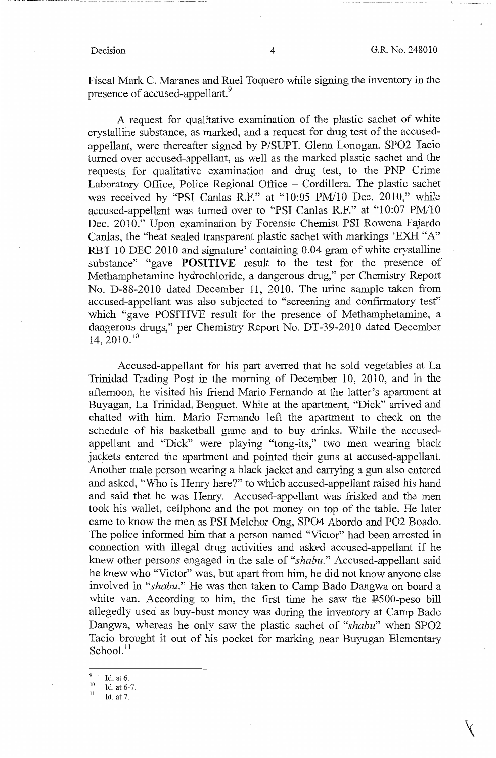Fiscal Mark C. Maranes and Ruel Toquero while signing the inventory in the presence of accused-appellant.[9]

A request for qualitative examination of the plastic sachet of white crystalline substance, as marked, and a request for drug test of the accused-appellant, were thereafter signed by P/SUPT. Glenn Lonogan. SPO2 Tacio turned over accused-appellant, as well as the marked plastic sachet and the requests for qualitative examination and drug test, to the PNP Crime Laboratory Office, Police Regional Office – Cordillera. The plastic sachet was received by "PSI Canlas R.F." at "10:05 PM/10 Dec. 2010," while accused-appellant was turned over to "PSI Canlas R.F." at "10:07 PM/10 Dec. 2010." Upon examination by Forensic Chemist PSI Rowena Fajardo Canlas, the "heat sealed transparent plastic sachet with markings 'EXH "A" RBT 10 DEC 2010 and signature' containing 0.04 gram of white crystalline substance" "gave **POSITIVE** result to the test for the presence of Methamphetamine hydrochloride, a dangerous drug," per Chemistry Report No. D-88-2010 dated December 11, 2010. The urine sample taken from accused-appellant was also subjected to "screening and confirmatory test" which "gave POSITIVE result for the presence of Methamphetamine, a dangerous drugs," per Chemistry Report No. DT-39-2010 dated December 14, 2010.[10]

Accused-appellant for his part averred that he sold vegetables at La Trinidad Trading Post in the morning of December 10, 2010, and in the afternoon, he visited his friend Mario Fernando at the latter's apartment at Buyagan, La Trinidad, Benguet. While at the apartment, "Dick" arrived and chatted with him. Mario Fernando left the apartment to check on the schedule of his basketball game and to buy drinks. While the accused-appellant and "Dick" were playing "tong-its," two men wearing black jackets entered the apartment and pointed their guns at accused-appellant. Another male person wearing a black jacket and carrying a gun also entered and asked, "Who is Henry here?" to which accused-appellant raised his hand and said that he was Henry. Accused-appellant was frisked and the men took his wallet, cellphone and the pot money on top of the table. He later came to know the men as PSI Melchor Ong, SPO4 Abordo and PO2 Boado. The police informed him that a person named "Victor" had been arrested in connection with illegal drug activities and asked accused-appellant if he knew other persons engaged in the sale of "*shabu*." Accused-appellant said he knew who "Victor" was, but apart from him, he did not know anyone else involved in "*shabu*." He was then taken to Camp Bado Dangwa on board a white van. According to him, the first time he saw the ₱500-peso bill allegedly used as buy-bust money was during the inventory at Camp Bado Dangwa, whereas he only saw the plastic sachet of "*shabu*" when SPO2 Tacio brought it out of his pocket for marking near Buyugan Elementary School.[11]

---

[9] Id. at 6.

[10] Id. at 6-7.

[11] Id. at 7.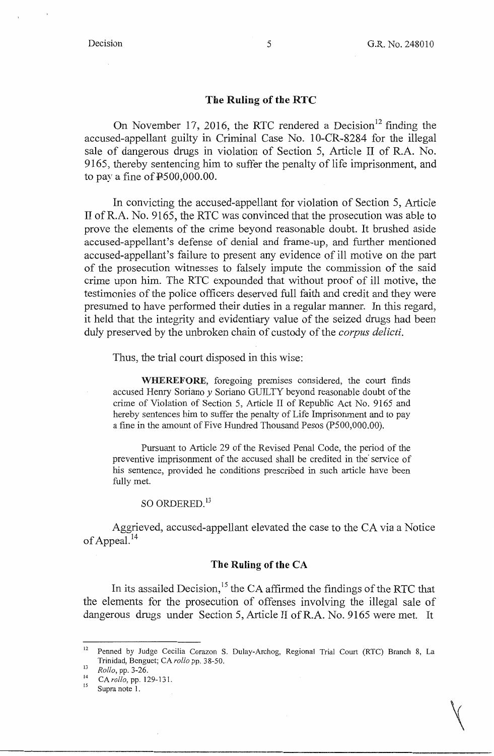## The Ruling of the RTC

On November 17, 2016, the RTC rendered a Decision[12] finding the accused-appellant guilty in Criminal Case No. 10-CR-8284 for the illegal sale of dangerous drugs in violation of Section 5, Article II of R.A. No. 9165, thereby sentencing him to suffer the penalty of life imprisonment, and to pay a fine of ₱500,000.00.

In convicting the accused-appellant for violation of Section 5, Article II of R.A. No. 9165, the RTC was convinced that the prosecution was able to prove the elements of the crime beyond reasonable doubt. It brushed aside accused-appellant's defense of denial and frame-up, and further mentioned accused-appellant's failure to present any evidence of ill motive on the part of the prosecution witnesses to falsely impute the commission of the said crime upon him. The RTC expounded that without proof of ill motive, the testimonies of the police officers deserved full faith and credit and they were presumed to have performed their duties in a regular manner. In this regard, it held that the integrity and evidentiary value of the seized drugs had been duly preserved by the unbroken chain of custody of the *corpus delicti*.

Thus, the trial court disposed in this wise:

> **WHEREFORE**, foregoing premises considered, the court finds accused Henry Soriano *y* Soriano GUILTY beyond reasonable doubt of the crime of Violation of Section 5, Article II of Republic Act No. 9165 and hereby sentences him to suffer the penalty of Life Imprisonment and to pay a fine in the amount of Five Hundred Thousand Pesos (P500,000.00).
>
> Pursuant to Article 29 of the Revised Penal Code, the period of the preventive imprisonment of the accused shall be credited in the service of his sentence, provided he conditions prescribed in such article have been fully met.
>
> SO ORDERED.[13]

Aggrieved, accused-appellant elevated the case to the CA via a Notice of Appeal.[14]

## The Ruling of the CA

In its assailed Decision,[15] the CA affirmed the findings of the RTC that the elements for the prosecution of offenses involving the illegal sale of dangerous drugs under Section 5, Article II of R.A. No. 9165 were met. It

---

[12] Penned by Judge Cecilia Corazon S. Dulay-Archog, Regional Trial Court (RTC) Branch 8, La Trinidad, Benguet; CA *rollo* pp. 38-50.

[13] *Rollo*, pp. 3-26.

[14] CA *rollo*, pp. 129-131.

[15] Supra note 1.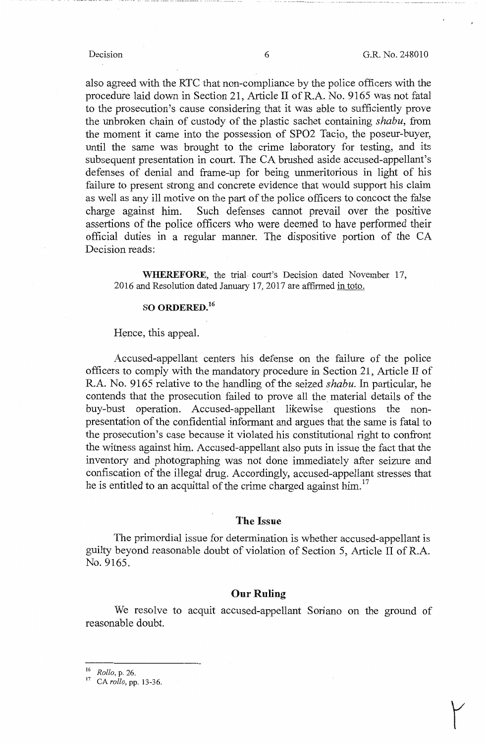also agreed with the RTC that non-compliance by the police officers with the procedure laid down in Section 21, Article II of R.A. No. 9165 was not fatal to the prosecution's cause considering that it was able to sufficiently prove the unbroken chain of custody of the plastic sachet containing *shabu*, from the moment it came into the possession of SPO2 Tacio, the poseur-buyer, until the same was brought to the crime laboratory for testing, and its subsequent presentation in court. The CA brushed aside accused-appellant's defenses of denial and frame-up for being unmeritorious in light of his failure to present strong and concrete evidence that would support his claim as well as any ill motive on the part of the police officers to concoct the false charge against him. Such defenses cannot prevail over the positive assertions of the police officers who were deemed to have performed their official duties in a regular manner. The dispositive portion of the CA Decision reads:

> **WHEREFORE**, the trial court's Decision dated November 17, 2016 and Resolution dated January 17, 2017 are affirmed in toto.
>
> **SO ORDERED.**[16]

Hence, this appeal.

Accused-appellant centers his defense on the failure of the police officers to comply with the mandatory procedure in Section 21, Article II of R.A. No. 9165 relative to the handling of the seized *shabu*. In particular, he contends that the prosecution failed to prove all the material details of the buy-bust operation. Accused-appellant likewise questions the non-presentation of the confidential informant and argues that the same is fatal to the prosecution's case because it violated his constitutional right to confront the witness against him. Accused-appellant also puts in issue the fact that the inventory and photographing was not done immediately after seizure and confiscation of the illegal drug. Accordingly, accused-appellant stresses that he is entitled to an acquittal of the crime charged against him.[17]

## The Issue

The primordial issue for determination is whether accused-appellant is guilty beyond reasonable doubt of violation of Section 5, Article II of R.A. No. 9165.

## Our Ruling

We resolve to acquit accused-appellant Soriano on the ground of reasonable doubt.

---

[16] *Rollo*, p. 26.

[17] CA *rollo*, pp. 13-36.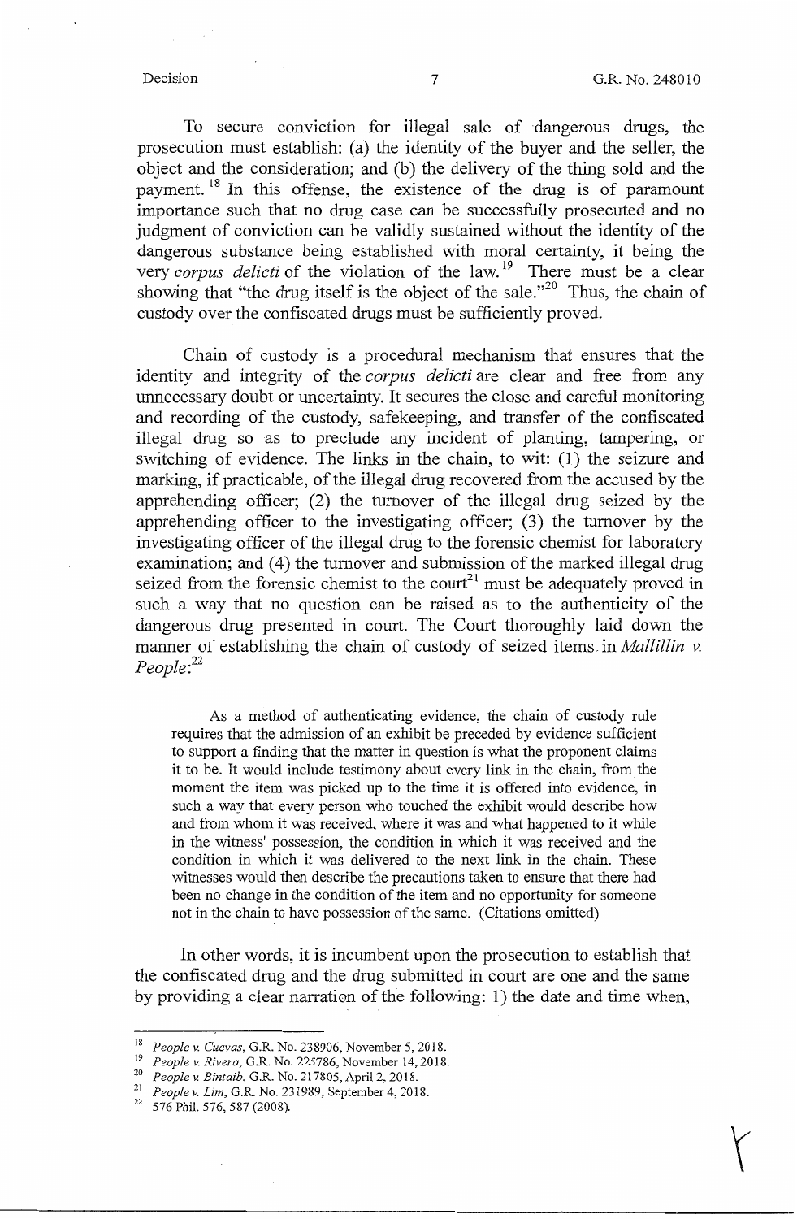To secure conviction for illegal sale of dangerous drugs, the prosecution must establish: (a) the identity of the buyer and the seller, the object and the consideration; and (b) the delivery of the thing sold and the payment.[18] In this offense, the existence of the drug is of paramount importance such that no drug case can be successfully prosecuted and no judgment of conviction can be validly sustained without the identity of the dangerous substance being established with moral certainty, it being the very *corpus delicti* of the violation of the law.[19] There must be a clear showing that "the drug itself is the object of the sale."[20] Thus, the chain of custody over the confiscated drugs must be sufficiently proved.

Chain of custody is a procedural mechanism that ensures that the identity and integrity of the *corpus delicti* are clear and free from any unnecessary doubt or uncertainty. It secures the close and careful monitoring and recording of the custody, safekeeping, and transfer of the confiscated illegal drug so as to preclude any incident of planting, tampering, or switching of evidence. The links in the chain, to wit: (1) the seizure and marking, if practicable, of the illegal drug recovered from the accused by the apprehending officer; (2) the turnover of the illegal drug seized by the apprehending officer to the investigating officer; (3) the turnover by the investigating officer of the illegal drug to the forensic chemist for laboratory examination; and (4) the turnover and submission of the marked illegal drug seized from the forensic chemist to the court[21] must be adequately proved in such a way that no question can be raised as to the authenticity of the dangerous drug presented in court. The Court thoroughly laid down the manner of establishing the chain of custody of seized items in *Mallillin v. People*:[22]

> As a method of authenticating evidence, the chain of custody rule requires that the admission of an exhibit be preceded by evidence sufficient to support a finding that the matter in question is what the proponent claims it to be. It would include testimony about every link in the chain, from the moment the item was picked up to the time it is offered into evidence, in such a way that every person who touched the exhibit would describe how and from whom it was received, where it was and what happened to it while in the witness' possession, the condition in which it was received and the condition in which it was delivered to the next link in the chain. These witnesses would then describe the precautions taken to ensure that there had been no change in the condition of the item and no opportunity for someone not in the chain to have possession of the same. (Citations omitted)

In other words, it is incumbent upon the prosecution to establish that the confiscated drug and the drug submitted in court are one and the same by providing a clear narration of the following: 1) the date and time when,

---

[18] *People v. Cuevas*, G.R. No. 238906, November 5, 2018.

[19] *People v. Rivera*, G.R. No. 225786, November 14, 2018.

[20] *People v. Bintaib*, G.R. No. 217805, April 2, 2018.

[21] *People v. Lim*, G.R. No. 231989, September 4, 2018.

[22] 576 Phil. 576, 587 (2008).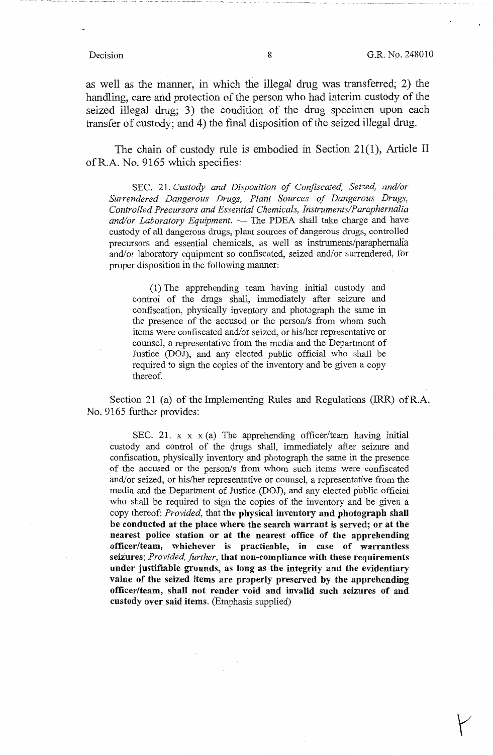as well as the manner, in which the illegal drug was transferred; 2) the handling, care and protection of the person who had interim custody of the seized illegal drug; 3) the condition of the drug specimen upon each transfer of custody; and 4) the final disposition of the seized illegal drug.

The chain of custody rule is embodied in Section 21(1), Article II of R.A. No. 9165 which specifies:

> SEC. 21. *Custody and Disposition of Confiscated, Seized, and/or Surrendered Dangerous Drugs, Plant Sources of Dangerous Drugs, Controlled Precursors and Essential Chemicals, Instruments/Paraphernalia and/or Laboratory Equipment.* — The PDEA shall take charge and have custody of all dangerous drugs, plant sources of dangerous drugs, controlled precursors and essential chemicals, as well as instruments/paraphernalia and/or laboratory equipment so confiscated, seized and/or surrendered, for proper disposition in the following manner:
>
> (1) The apprehending team having initial custody and control of the drugs shall, immediately after seizure and confiscation, physically inventory and photograph the same in the presence of the accused or the person/s from whom such items were confiscated and/or seized, or his/her representative or counsel, a representative from the media and the Department of Justice (DOJ), and any elected public official who shall be required to sign the copies of the inventory and be given a copy thereof.

Section 21 (a) of the Implementing Rules and Regulations (IRR) of R.A. No. 9165 further provides:

> SEC. 21. x x x (a) The apprehending officer/team having initial custody and control of the drugs shall, immediately after seizure and confiscation, physically inventory and photograph the same in the presence of the accused or the person/s from whom such items were confiscated and/or seized, or his/her representative or counsel, a representative from the media and the Department of Justice (DOJ), and any elected public official who shall be required to sign the copies of the inventory and be given a copy thereof: *Provided*, that **the physical inventory and photograph shall be conducted at the place where the search warrant is served; or at the nearest police station or at the nearest office of the apprehending officer/team, whichever is practicable, in case of warrantless seizures**; *Provided, further*, **that non-compliance with these requirements under justifiable grounds, as long as the integrity and the evidentiary value of the seized items are properly preserved by the apprehending officer/team, shall not render void and invalid such seizures of and custody over said items.** (Emphasis supplied)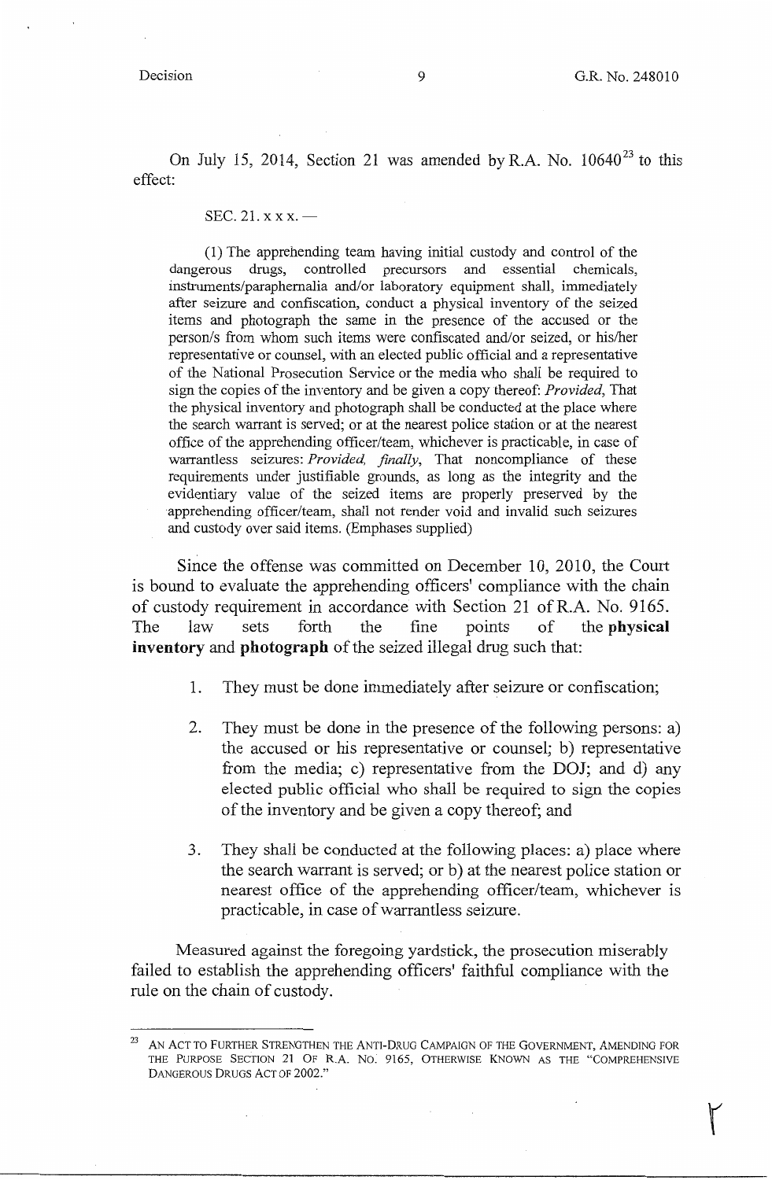On July 15, 2014, Section 21 was amended by R.A. No. 10640[23] to this effect:

> SEC. 21. x x x. —
>
> (1) The apprehending team having initial custody and control of the dangerous drugs, controlled precursors and essential chemicals, instruments/paraphernalia and/or laboratory equipment shall, immediately after seizure and confiscation, conduct a physical inventory of the seized items and photograph the same in the presence of the accused or the person/s from whom such items were confiscated and/or seized, or his/her representative or counsel, with an elected public official and a representative of the National Prosecution Service or the media who shall be required to sign the copies of the inventory and be given a copy thereof: *Provided*, That the physical inventory and photograph shall be conducted at the place where the search warrant is served; or at the nearest police station or at the nearest office of the apprehending officer/team, whichever is practicable, in case of warrantless seizures: *Provided, finally*, That noncompliance of these requirements under justifiable grounds, as long as the integrity and the evidentiary value of the seized items are properly preserved by the apprehending officer/team, shall not render void and invalid such seizures and custody over said items. (Emphases supplied)

Since the offense was committed on December 10, 2010, the Court is bound to evaluate the apprehending officers' compliance with the chain of custody requirement in accordance with Section 21 of R.A. No. 9165. The law sets forth the fine points of the **physical inventory** and **photograph** of the seized illegal drug such that:

1. They must be done immediately after seizure or confiscation;

2. They must be done in the presence of the following persons: a) the accused or his representative or counsel; b) representative from the media; c) representative from the DOJ; and d) any elected public official who shall be required to sign the copies of the inventory and be given a copy thereof; and

3. They shall be conducted at the following places: a) place where the search warrant is served; or b) at the nearest police station or nearest office of the apprehending officer/team, whichever is practicable, in case of warrantless seizure.

Measured against the foregoing yardstick, the prosecution miserably failed to establish the apprehending officers' faithful compliance with the rule on the chain of custody.

---

[23] AN ACT TO FURTHER STRENGTHEN THE ANTI-DRUG CAMPAIGN OF THE GOVERNMENT, AMENDING FOR THE PURPOSE SECTION 21 OF R.A. NO. 9165, OTHERWISE KNOWN AS THE "COMPREHENSIVE DANGEROUS DRUGS ACT OF 2002."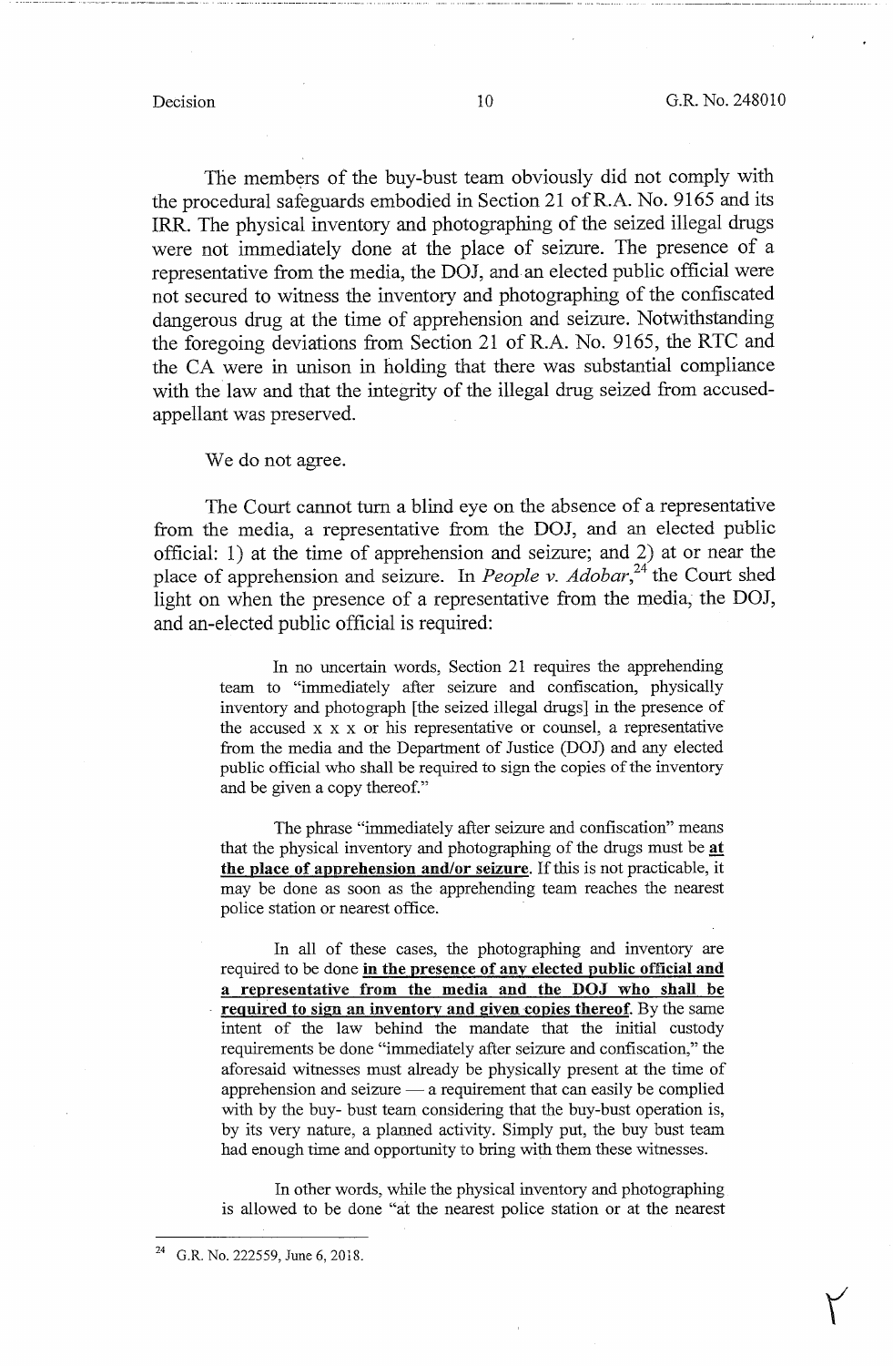The members of the buy-bust team obviously did not comply with the procedural safeguards embodied in Section 21 of R.A. No. 9165 and its IRR. The physical inventory and photographing of the seized illegal drugs were not immediately done at the place of seizure. The presence of a representative from the media, the DOJ, and an elected public official were not secured to witness the inventory and photographing of the confiscated dangerous drug at the time of apprehension and seizure. Notwithstanding the foregoing deviations from Section 21 of R.A. No. 9165, the RTC and the CA were in unison in holding that there was substantial compliance with the law and that the integrity of the illegal drug seized from accused-appellant was preserved.

We do not agree.

The Court cannot turn a blind eye on the absence of a representative from the media, a representative from the DOJ, and an elected public official: 1) at the time of apprehension and seizure; and 2) at or near the place of apprehension and seizure. In *People v. Adobar*,[24] the Court shed light on when the presence of a representative from the media, the DOJ, and an-elected public official is required:

> In no uncertain words, Section 21 requires the apprehending team to "immediately after seizure and confiscation, physically inventory and photograph [the seized illegal drugs] in the presence of the accused x x x or his representative or counsel, a representative from the media and the Department of Justice (DOJ) and any elected public official who shall be required to sign the copies of the inventory and be given a copy thereof."
>
> The phrase "immediately after seizure and confiscation" means that the physical inventory and photographing of the drugs must be **<u>at the place of apprehension and/or seizure</u>**. If this is not practicable, it may be done as soon as the apprehending team reaches the nearest police station or nearest office.
>
> In all of these cases, the photographing and inventory are required to be done **<u>in the presence of any elected public official and a representative from the media and the DOJ who shall be required to sign an inventory and given copies thereof</u>**. By the same intent of the law behind the mandate that the initial custody requirements be done "immediately after seizure and confiscation," the aforesaid witnesses must already be physically present at the time of apprehension and seizure — a requirement that can easily be complied with by the buy- bust team considering that the buy-bust operation is, by its very nature, a planned activity. Simply put, the buy bust team had enough time and opportunity to bring with them these witnesses.
>
> In other words, while the physical inventory and photographing is allowed to be done "at the nearest police station or at the nearest

---

[24] G.R. No. 222559, June 6, 2018.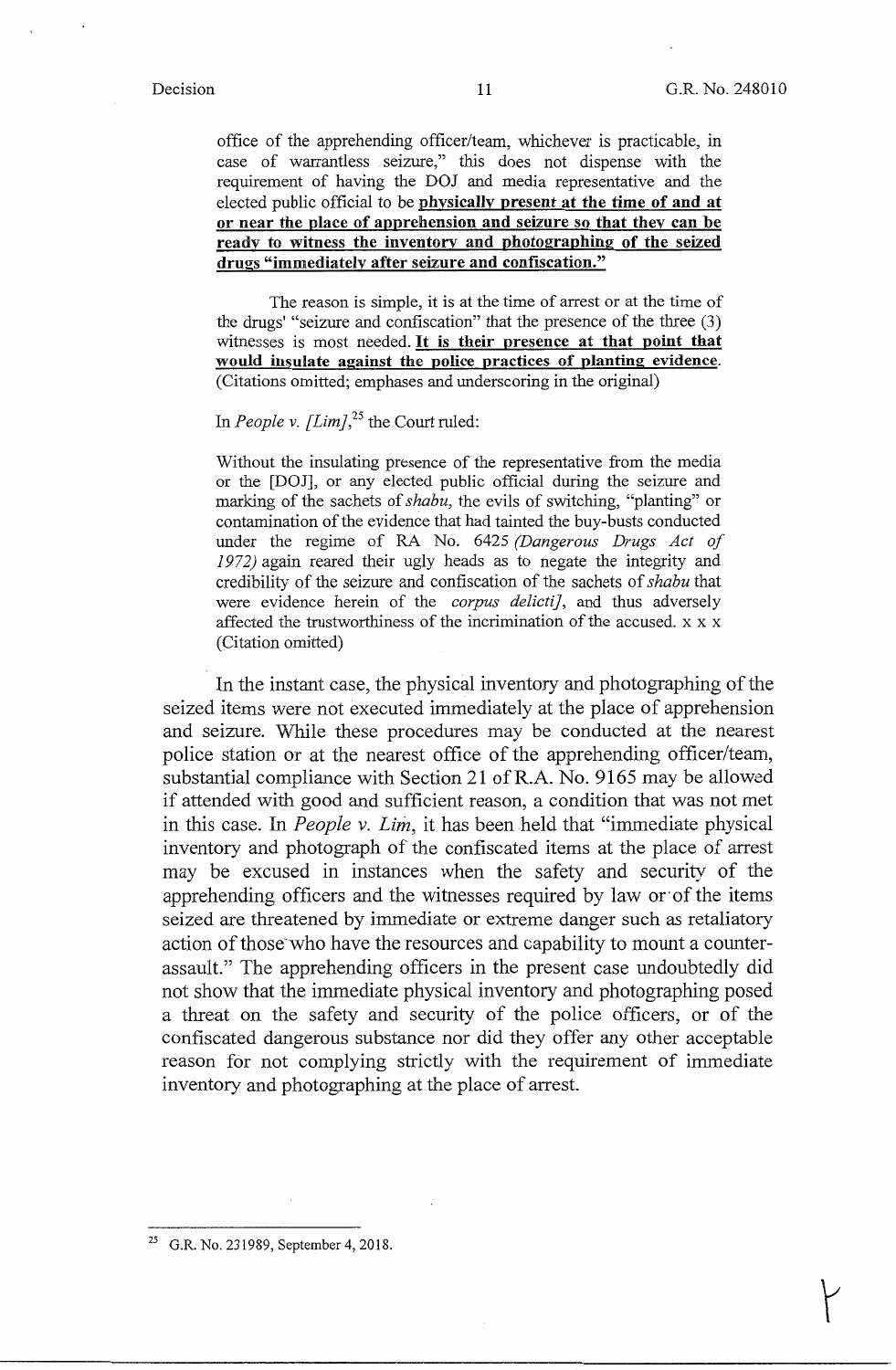office of the apprehending officer/team, whichever is practicable, in case of warrantless seizure," this does not dispense with the requirement of having the DOJ and media representative and the elected public official to be **physically present at the time of and at or near the place of apprehension and seizure so that they can be ready to witness the inventory and photographing of the seized drugs "immediately after seizure and confiscation."**

> The reason is simple, it is at the time of arrest or at the time of the drugs' "seizure and confiscation" that the presence of the three (3) witnesses is most needed. **It is their presence at that point that would insulate against the police practices of planting evidence.** (Citations omitted; emphases and underscoring in the original)

In *People v. [Lim]*,[25] the Court ruled:

> Without the insulating presence of the representative from the media or the [DOJ], or any elected public official during the seizure and marking of the sachets of *shabu*, the evils of switching, "planting" or contamination of the evidence that had tainted the buy-busts conducted under the regime of RA No. 6425 *(Dangerous Drugs Act of 1972)* again reared their ugly heads as to negate the integrity and credibility of the seizure and confiscation of the sachets of *shabu* that were evidence herein of the *corpus delicti]*, and thus adversely affected the trustworthiness of the incrimination of the accused. x x x (Citation omitted)

In the instant case, the physical inventory and photographing of the seized items were not executed immediately at the place of apprehension and seizure. While these procedures may be conducted at the nearest police station or at the nearest office of the apprehending officer/team, substantial compliance with Section 21 of R.A. No. 9165 may be allowed if attended with good and sufficient reason, a condition that was not met in this case. In *People v. Lim*, it has been held that "immediate physical inventory and photograph of the confiscated items at the place of arrest may be excused in instances when the safety and security of the apprehending officers and the witnesses required by law or of the items seized are threatened by immediate or extreme danger such as retaliatory action of those who have the resources and capability to mount a counter-assault." The apprehending officers in the present case undoubtedly did not show that the immediate physical inventory and photographing posed a threat on the safety and security of the police officers, or of the confiscated dangerous substance nor did they offer any other acceptable reason for not complying strictly with the requirement of immediate inventory and photographing at the place of arrest.

---

[25] G.R. No. 231989, September 4, 2018.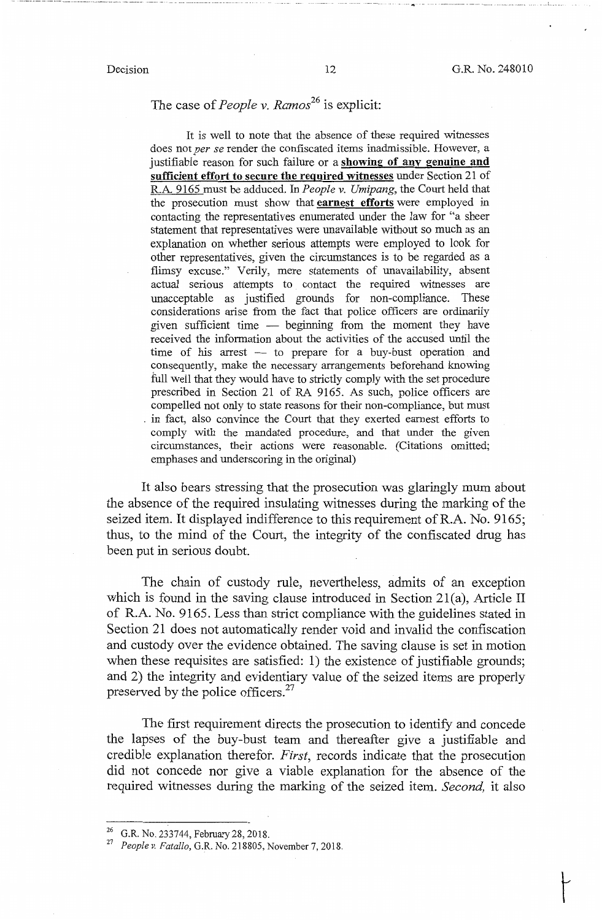The case of *People v. Ramos*[26] is explicit:

> It is well to note that the absence of these required witnesses does not *per se* render the confiscated items inadmissible. However, a justifiable reason for such failure or a **showing of any genuine and sufficient effort to secure the required witnesses** under Section 21 of R.A. 9165 must be adduced. In *People v. Umipang*, the Court held that the prosecution must show that **earnest efforts** were employed in contacting the representatives enumerated under the law for "a sheer statement that representatives were unavailable without so much as an explanation on whether serious attempts were employed to look for other representatives, given the circumstances is to be regarded as a flimsy excuse." Verily, mere statements of unavailability, absent actual serious attempts to contact the required witnesses are unacceptable as justified grounds for non-compliance. These considerations arise from the fact that police officers are ordinarily given sufficient time — beginning from the moment they have received the information about the activities of the accused until the time of his arrest — to prepare for a buy-bust operation and consequently, make the necessary arrangements beforehand knowing full well that they would have to strictly comply with the set procedure prescribed in Section 21 of RA 9165. As such, police officers are compelled not only to state reasons for their non-compliance, but must in fact, also convince the Court that they exerted earnest efforts to comply with the mandated procedure, and that under the given circumstances, their actions were reasonable. (Citations omitted; emphases and underscoring in the original)

It also bears stressing that the prosecution was glaringly mum about the absence of the required insulating witnesses during the marking of the seized item. It displayed indifference to this requirement of R.A. No. 9165; thus, to the mind of the Court, the integrity of the confiscated drug has been put in serious doubt.

The chain of custody rule, nevertheless, admits of an exception which is found in the saving clause introduced in Section 21(a), Article II of R.A. No. 9165. Less than strict compliance with the guidelines stated in Section 21 does not automatically render void and invalid the confiscation and custody over the evidence obtained. The saving clause is set in motion when these requisites are satisfied: 1) the existence of justifiable grounds; and 2) the integrity and evidentiary value of the seized items are properly preserved by the police officers.[27]

The first requirement directs the prosecution to identify and concede the lapses of the buy-bust team and thereafter give a justifiable and credible explanation therefor. *First*, records indicate that the prosecution did not concede nor give a viable explanation for the absence of the required witnesses during the marking of the seized item. *Second*, it also

---

[26] G.R. No. 233744, February 28, 2018.

[27] *People v. Fatallo*, G.R. No. 218805, November 7, 2018.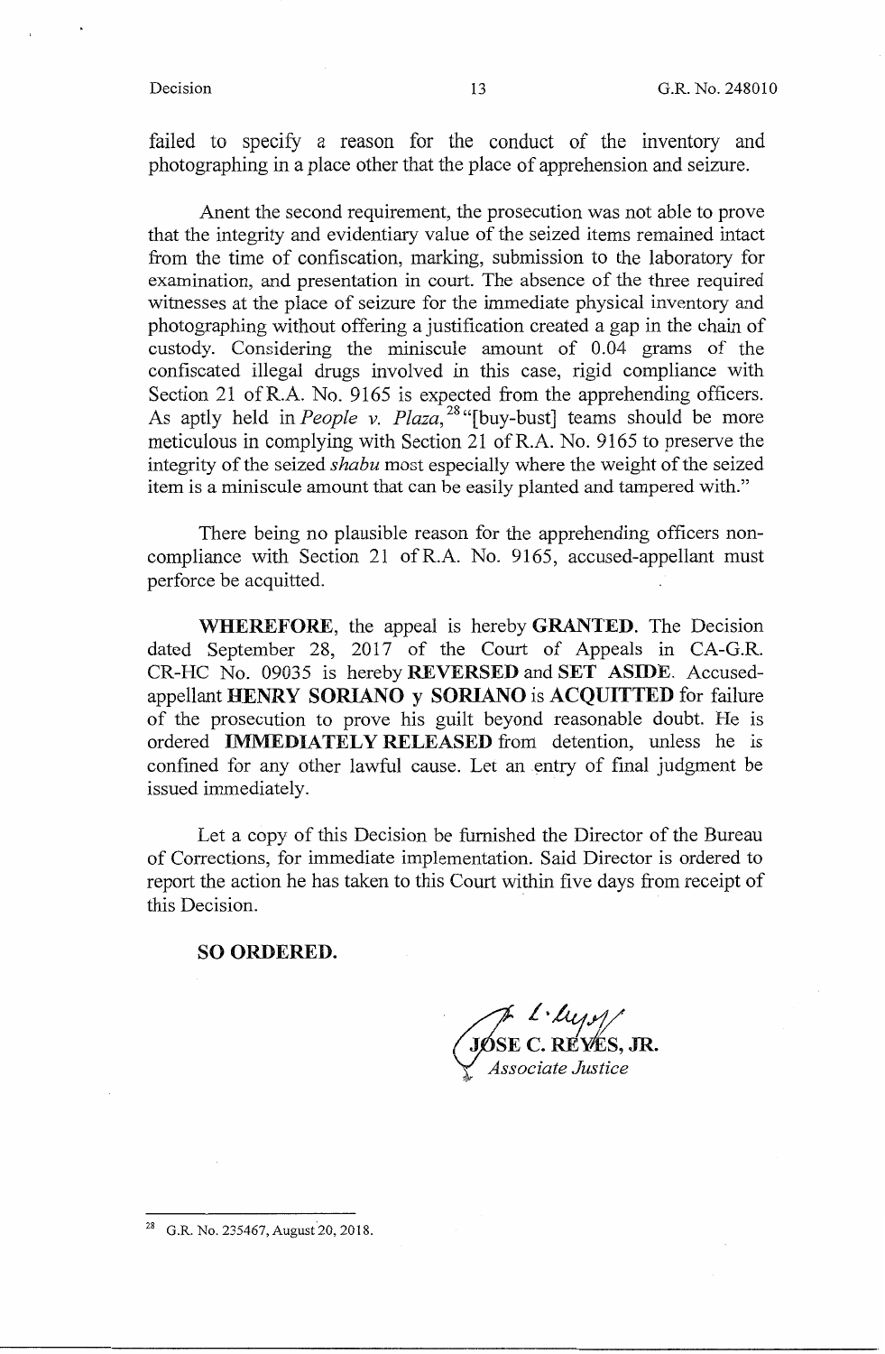failed to specify a reason for the conduct of the inventory and photographing in a place other that the place of apprehension and seizure.

Anent the second requirement, the prosecution was not able to prove that the integrity and evidentiary value of the seized items remained intact from the time of confiscation, marking, submission to the laboratory for examination, and presentation in court. The absence of the three required witnesses at the place of seizure for the immediate physical inventory and photographing without offering a justification created a gap in the chain of custody. Considering the miniscule amount of 0.04 grams of the confiscated illegal drugs involved in this case, rigid compliance with Section 21 of R.A. No. 9165 is expected from the apprehending officers. As aptly held in *People v. Plaza*,[28] "[buy-bust] teams should be more meticulous in complying with Section 21 of R.A. No. 9165 to preserve the integrity of the seized *shabu* most especially where the weight of the seized item is a miniscule amount that can be easily planted and tampered with."

There being no plausible reason for the apprehending officers non-compliance with Section 21 of R.A. No. 9165, accused-appellant must perforce be acquitted.

**WHEREFORE**, the appeal is hereby **GRANTED**. The Decision dated September 28, 2017 of the Court of Appeals in CA-G.R. CR-HC No. 09035 is hereby **REVERSED** and **SET ASIDE**. Accused-appellant **HENRY SORIANO y SORIANO** is **ACQUITTED** for failure of the prosecution to prove his guilt beyond reasonable doubt. He is ordered **IMMEDIATELY RELEASED** from detention, unless he is confined for any other lawful cause. Let an entry of final judgment be issued immediately.

Let a copy of this Decision be furnished the Director of the Bureau of Corrections, for immediate implementation. Said Director is ordered to report the action he has taken to this Court within five days from receipt of this Decision.

**SO ORDERED.**

**JOSE C. REYES, JR.**
*Associate Justice*

---

[28] G.R. No. 235467, August 20, 2018.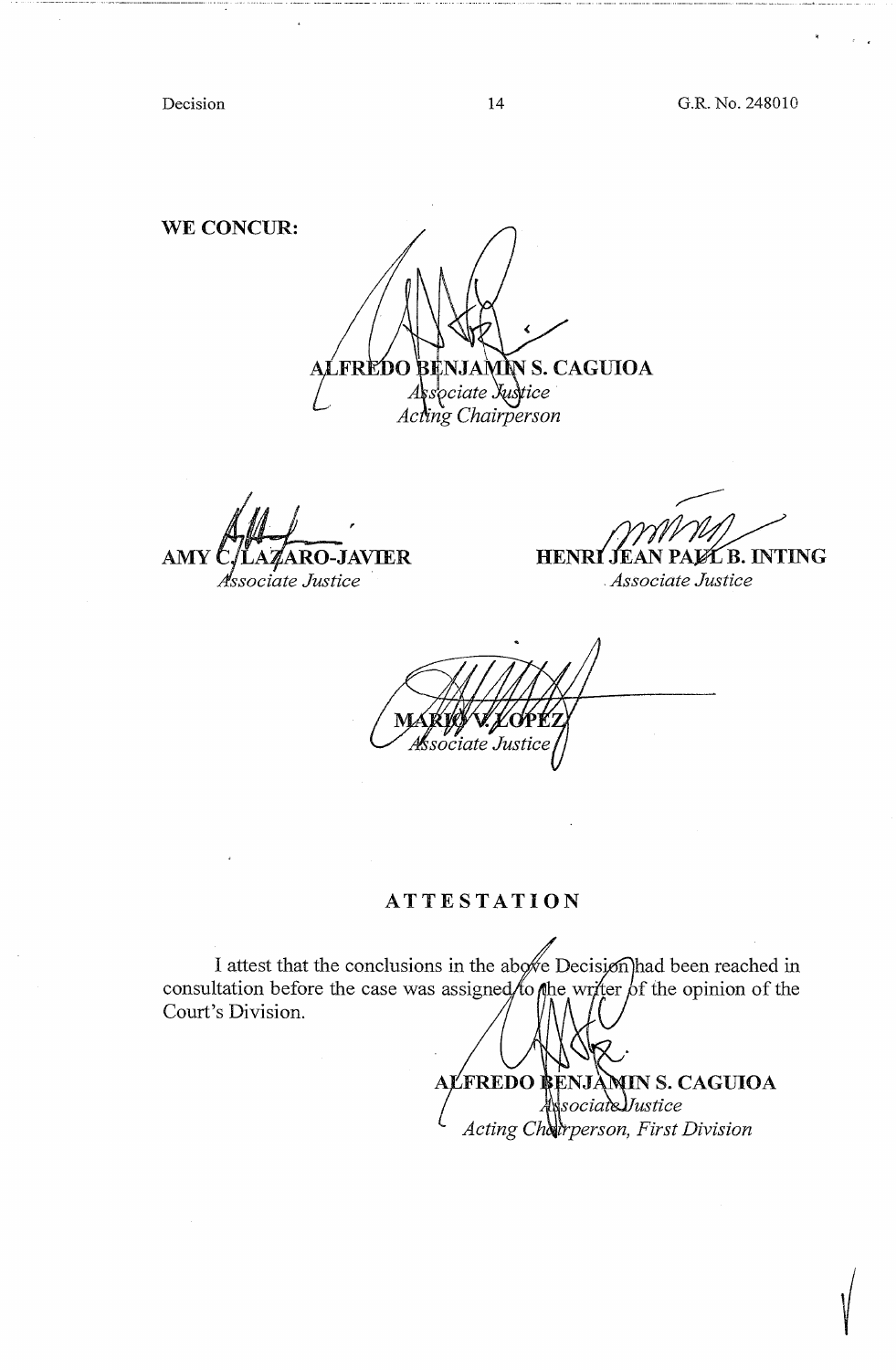**WE CONCUR:**

**ALFREDO BENJAMIN S. CAGUIOA**
*Associate Justice*
*Acting Chairperson*

**AMY C. LAZARO-JAVIER**
*Associate Justice*

**HENRI JEAN PAUL B. INTING**
*Associate Justice*

**MARIO V. LOPEZ**
*Associate Justice*

## ATTESTATION

I attest that the conclusions in the above Decision had been reached in consultation before the case was assigned to the writer of the opinion of the Court's Division.

**ALFREDO BENJAMIN S. CAGUIOA**
*Associate Justice*
*Acting Chairperson, First Division*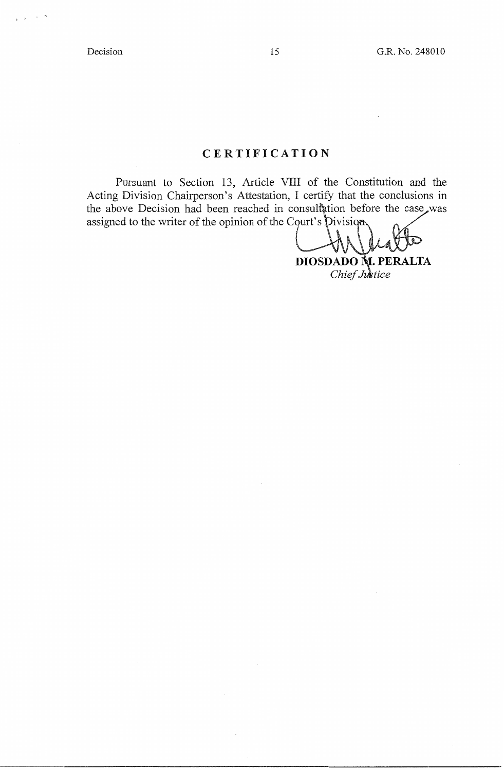## CERTIFICATION

Pursuant to Section 13, Article VIII of the Constitution and the Acting Division Chairperson's Attestation, I certify that the conclusions in the above Decision had been reached in consultation before the case was assigned to the writer of the opinion of the Court's Division.

**DIOSDADO M. PERALTA**
*Chief Justice*